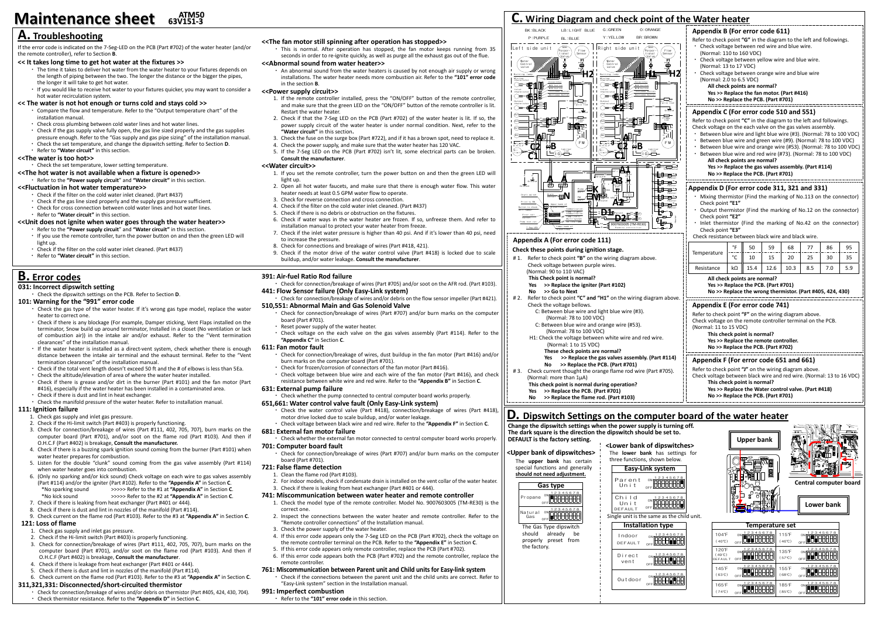# Maintenance sheet ATM50 63V151-3

## A. Troubleshooting

If the error code is indicated on the 7-Seg-LED on the PCB (Part #702) of the water heater (and/or the remote controller), refer to Section **B**.

### << It takes long time to get hot water at the fixtures >>

- The time it takes to deliver hot water from the water heater to your fixtures depends on the length of piping between the two. The longer the distance or the bigger the pipes, the longer it will take to get hot water.
- If you would like to receive hot water to your fixtures quicker, you may want to consider a hot water recirculation system.

### << The water is not hot enough or turns cold and stays cold >>

- Compare the flow and temperature. Refer to the "Output temperature chart" of the installation manual.
- Check cross plumbing between cold water lines and hot water lines.
- Check if the gas supply valve fully open, the gas line sized properly and the gas supplies pressure enough. Refer to the "Gas supply and gas pipe sizing" of the installation manual.
- Check the set temperature, and change the dipswitch setting. Refer to Section **D**.
- Refer to **"Water circuit"** in this section.

### <<The water is too hot>>

- Check the set temperature, lower setting temperature.

### <<The hot water is not available when a fixture is opened>>

- Refer to the **"Power supply circuit"** and **"Water circuit"** in this section.

### <<Fluctuation in hot water temperature>>

- Check if the filter on the cold water inlet cleaned. (Part #437)
- Check if the gas line sized properly and the supply gas pressure sufficient.
- Check for cross connection between cold water lines and hot water lines.
- Refer to **"Water circuit"** in this section.

### <<Unit does not ignite when water goes through the water heater>>

- Refer to the **"Power supply circuit"** and **"Water circuit"** in this section.
- If you use the remote controller, turn the power button on and then the green LED will light up.
- Check if the filter on the cold water inlet cleaned. (Part #437)
- Refer to **"Water circuit"** in this section.

### <<The fan motor still spinning after operation has stopped>>

- This is normal. After operation has stopped, the fan motor keeps running from 35 seconds in order to re-ignite quickly, as well as purge all the exhaust gas out of the flue.

### <<Abnormal sound from water heater>>

- An abnormal sound from the water heaters is caused by not enough air supply or wrong installations. The water heater needs more combustion air. Refer to the **"101" error code** in the section **B**.

### <<Power supply circuit>>

1. If the remote controller installed, press the "ON/OFF" button of the remote controller, and make sure that the green LED on the "ON/OFF" button of the remote controller is lit. Restart the water heater.
2. Check if that the 7-Seg LED on the PCB (Part #702) of the water heater is lit. If so, the power supply circuit of the water heater is under normal condition. Next, refer to the **"Water circuit"** in this section**.**
3. Check the fuse on the surge box (Part #722), and if it has a brown spot, need to replace it.
4. Check the power supply, and make sure that the water heater has 120 VAC.
5. If the 7-Seg LED on the PCB (Part #702) isn't lit, some electrical parts can be broken. **Consult the manufacturer**.

### <<Water circuit>>

1. If you set the remote controller, turn the power button on and then the green LED will light up.
2. Open all hot water faucets, and make sure that there is enough water flow. This water heater needs at least 0.5 GPM water flow to operate.
3. Check for reverse connection and cross connection.
4. Check if the filter on the cold water inlet cleaned. (Part #437)
5. Check if there is no debris or obstruction on the fixtures.
6. Check if water ways in the water heater are frozen. If so, unfreeze them. And refer to installation manual to protect your water heater from freeze.
7. Check if the inlet water pressure is higher than 40 psi. And if it's lower than 40 psi, need to increase the pressure.
8. Check for connections and breakage of wires (Part #418, 421).
9. Check if the motor drive of the water control valve (Part #418) is locked due to scale buildup, and/or water leakage. **Consult the manufacturer**.

## B. Error codes

### 031: Incorrect dipswitch setting

- Check the dipswitch settings on the PCB. Refer to Section **D**.

### 101: Warning for the "991" error code

- Check the gas type of the water heater. If it's wrong gas type model, replace the water heater to correct one.
- Check if there is any blockage (For example, Damper sticking, Vent Flaps installed on the terminator, Snow build up around terminator, Installed in a closet (No ventilation or lack of combustion air)) in the intake air and/or exhaust. Refer to the "Vent termination clearances" of the installation manual.
- If the water heater is installed as a direct-vent system, check whether there is enough distance between the intake air terminal and the exhaust terminal. Refer to the "Vent termination clearances" of the installation manual.
- Check if the total vent length doesn't exceed 50 ft and the # of elbows is less than 5Ea.
- Check the altitude/elevation of area of where the water heater installed.
- Check if there is grease and/or dirt in the burner (Part #101) and the fan motor (Part #416), especially if the water heater has been installed in a contaminated area.
- Check if there is dust and lint in heat exchanger.
- Check the manifold pressure of the water heater. Refer to installation manual.

### 111: Ignition failure

1. Check gas supply and inlet gas pressure.
2. Check if the Hi-limit switch (Part #403) is properly functioning.
3. Check for connection/breakage of wires (Part #111, 402, 705, 707), burn marks on the computer board (Part #701), and/or soot on the flame rod (Part #103). And then if O.H.C.F (Part #402) is breakage, **Consult the manufacturer.**
4. Check if there is a buzzing spark ignition sound coming from the burner (Part #101) when water heater prepares for combustion.
5. Listen for the double "clunk" sound coming from the gas valve assembly (Part #114) when water heater goes into combustion.
6. (Only no sparking and/or kick sound) Check voltage on each wire to gas valves assembly (Part #114) and/or the igniter (Part #102). Refer to the **"Appendix A"** in Section **C**.
   - *No sparking sound >>>>> Refer to the #1 at **"Appendix A"** in Section **C**.
   - *No kick sound >>>>> Refer to the #2 at **"Appendix A"** in Section **C**.
7. Check if there is leaking from heat exchanger (Part #401 or 444).
8. Check if there is dust and lint in nozzles of the manifold (Part #114).
9. Check current on the flame rod (Part #103). Refer to the #3 at **"Appendix A"** in Section **C**.

### 121: Loss of flame

1. Check gas supply and inlet gas pressure.
2. Check if the Hi-limit switch (Part #403) is properly functioning.
3. Check for connection/breakage of wires (Part #111, 402, 705, 707), burn marks on the computer board (Part #701), and/or soot on the flame rod (Part #103). And then if O.H.C.F (Part #402) is breakage, **Consult the manufacturer**.
4. Check if there is leakage from heat exchanger (Part #401 or 444).
5. Check if there is dust and lint in nozzles of the manifold (Part #114).
6. Check current on the flame rod (Part #103). Refer to the #3 at **"Appendix A"** in Section **C**.

### 311,321,331: Disconnected/short-circuited thermistor

- Check for connection/breakage of wires and/or debris on thermistor (Part #405, 424, 430, 704).
- Check thermistor resistance. Refer to the **"Appendix D"** in Section **C**.

### 391: Air-fuel Ratio Rod failure

- Check for connection/breakage of wires (Part #705) and/or soot on the AFR rod. (Part #103).

### 441: Flow Sensor failure (Only Easy-Link system)

- Check for connection/breakage of wires and/or debris on the flow sensor impeller (Part #421).

### 510,551: Abnormal Main and Gas Solenoid Valve

- Check for connection/breakage of wires (Part #707) and/or burn marks on the computer board (Part #701).
- Reset power supply of the water heater.
- Check voltage on the each valve on the gas valves assembly (Part #114). Refer to the **"Appendix C"** in Section **C**.

### 611: Fan motor fault

- Check for connection/breakage of wires, dust buildup in the fan motor (Part #416) and/or burn marks on the computer board (Part #701).
- Check for frozen/corrosion of connectors of the fan motor (Part #416).
- Check voltage between blue wire and each wire of the fan motor (Part #416), and check resistance between white wire and red wire. Refer to the **"Appendix B"** in Section **C**.

### 631: External pump failure

- Check whether the pump connected to central computer board works properly.

### 651,661: Water control valve fault (Only Easy-Link system)

- Check the water control valve (Part #418), connection/breakage of wires (Part #418), motor drive locked due to scale buildup, and/or water leakage.
- Check voltage between black wire and red wire. Refer to the **"Appendix F"** in Section **C**.

### 681: External fan motor failure

- Check whether the external fan motor connected to central computer board works properly.

### 701: Computer board fault

- Check for connection/breakage of wires (Part #707) and/or burn marks on the computer board (Part #701).

### 721: False flame detection

1. Clean the flame rod (Part #103).
2. For indoor models, check if condensate drain is installed on the vent collar of the water heater.
3. Check if there is leaking from heat exchanger (Part #401 and 444).

### 741: Miscommunication between water heater and remote controller

1. Check the model type of the remote controller. Model No. 9007603005 (TM-RE30) is the correct one.
2. Inspect the connections between the water heater and remote controller. Refer to the "Remote controller connections" of the Installation manual.
3. Check the power supply of the water heater.
4. If this error code appears only the 7-Seg LED on the PCB (Part #702), check the voltage on the remote controller terminal on the PCB. Refer to the **"Appendix E"** in Section **C**.
5. If this error code appears only remote controller, replace the PCB (Part #702).
6. If this error code appears both the PCB (Part #702) and the remote controller, replace the remote controller.

### 761: Miscommunication between Parent unit and Child units for Easy-link system

- Check if the connections between the parent unit and the child units are correct. Refer to "Easy-Link system" section in the Installation manual.

### 991: Imperfect combustion

- Refer to the **"101" error code** in this section.

## C. Wiring Diagram and check point of the Water heater

BK: BLACK, LB: LIGHT BLUE, G: GREEN, O: ORANGE, P: PURPLE, BL: BLUE, Y: YELLOW, BR: BROWN

### Appendix A (For error code 111)

**Check these points during ignition stage.**

- #1. Refer to check point **"B"** on the wiring diagram above. Check voltage between purple wires. (Normal: 90 to 110 VAC)
  - **This Check point is normal?**
  - **Yes >> Replace the igniter (Part #102)**
  - **No >> Go to Next**
- #2. Refer to check point **"C" and "H1"** on the wiring diagram above. Check the voltage bellows.
  - C: Between blue wire and light blue wire (#3). (Normal: 78 to 100 VDC)
  - C: Between blue wire and orange wire (#53). (Normal: 78 to 100 VDC)
  - H1: Check the voltage between white wire and red wire. (Normal: 1 to 15 VDC)
  - **These check points are normal?**
  - **Yes >> Replace the gas valves assembly. (Part #114)**
  - **No >> Replace the PCB. (Part #701)**
- #3. Check current thought the orange flame rod wire (Part #705). (Normal: more than 1μA)
  - **This check point is normal during operation?**
  - **Yes >> Replace the PCB. (Part #701)**
  - **No >> Replace the flame rod. (Part #103)**

### Appendix B (For error code 611)

Refer to check point **"G"** in the diagram to the left and followings.

- Check voltage between red wire and blue wire. (Normal: 110 to 160 VDC)
- Check voltage between yellow wire and blue wire. (Normal: 13 to 17 VDC)
- Check voltage between orange wire and blue wire (Normal: 2.0 to 6.5 VDC)

**All check points are normal?**
**Yes >> Replace the fan motor. (Part #416)**
**No >> Replace the PCB. (Part #701)**

### Appendix C (For error code 510 and 551)

Refer to check point **"C"** in the diagram to the left and followings. Check voltage on the each valve on the gas valves assembly.

- Between blue wire and light blue wire (#3). (Normal: 78 to 100 VDC)
- Between blue wire and green wire (#9). (Normal: 78 to 100 VDC)
- Between blue wire and orange wire (#53). (Normal: 78 to 100 VDC)
- Between blue wire and red wire (#73). (Normal: 78 to 100 VDC)

**All check points are normal?**
**Yes >> Replace the gas valves assembly. (Part #114)**
**No >> Replace the PCB. (Part #701)**

### Appendix D (For error code 311, 321 and 331)

- Mixing thermistor (Find the marking of No.113 on the connector) Check point **"E1"**
- Output thermistor (Find the marking of No.12 on the connector) Check point **"E2"**
- Inlet thermistor (Find the marking of No.42 on the connector) Check point **"E3"**

Check resistance between black wire and black wire.

| Temperature | °F | 50 | 59 | 68 | 77 | 86 | 95 |
|---|---|---|---|---|---|---|---|
| | °C | 10 | 15 | 20 | 25 | 30 | 35 |
| Resistance | kΩ | 15.4 | 12.6 | 10.3 | 8.5 | 7.0 | 5.9 |

**All check points are normal?**
**Yes >> Replace the PCB. (Part #701)**
**No >> Replace the wrong thermistor. (Part #405, 424, 430)**

### Appendix E (For error code 741)

Refer to check point **"F"** on the wiring diagram above. Check voltage on the remote controller terminal on the PCB. (Normal: 11 to 15 VDC)

**This check point is normal?**
**Yes >> Replace the remote controller.**
**No >> Replace the PCB. (Part #702)**

### Appendix F (For error code 651 and 661)

Refer to check point **"J"** on the wiring diagram above. Check voltage between black wire and red wire. (Normal: 13 to 16 VDC)

**This check point is normal?**
**Yes >> Replace the Water control valve. (Part #418)**
**No >> Replace the PCB. (Part #701)**

## D. Dipswitch Settings on the computer board of the water heater

**Change the dipswitch settings when the power supply is turning off. The dark square is the direction the dipswitch should be set to. DEFAULT is the factory setting.**

### <Upper bank of dipswitches>

The **upper bank** has certain special functions and generally **should not need adjustment.**

**Gas type**

- Propane
- Natural Gas

The Gas Type dipswitch should already be properly preset from the factory.

### <Lower bank of dipswitches>

The **lower bank** has settings for three functions, shown below.

**Easy-Link system**

- Parent Unit
- Child Unit DEFAULT

Single unit is the same as the child unit.

**Installation type**

- Indoor DEFAULT
- Direct vent
- Outdoor

**Temperature set**

- 104°F (40°C)
- 115°F (46°C)
- 120°F (49°C) DEFAULT
- 135°F (57°C)
- 145°F (63°C)
- 155°F (68°C)
- 165°F (74°C)
- 185°F (85°C)

Upper bank / Central computer board / Lower bank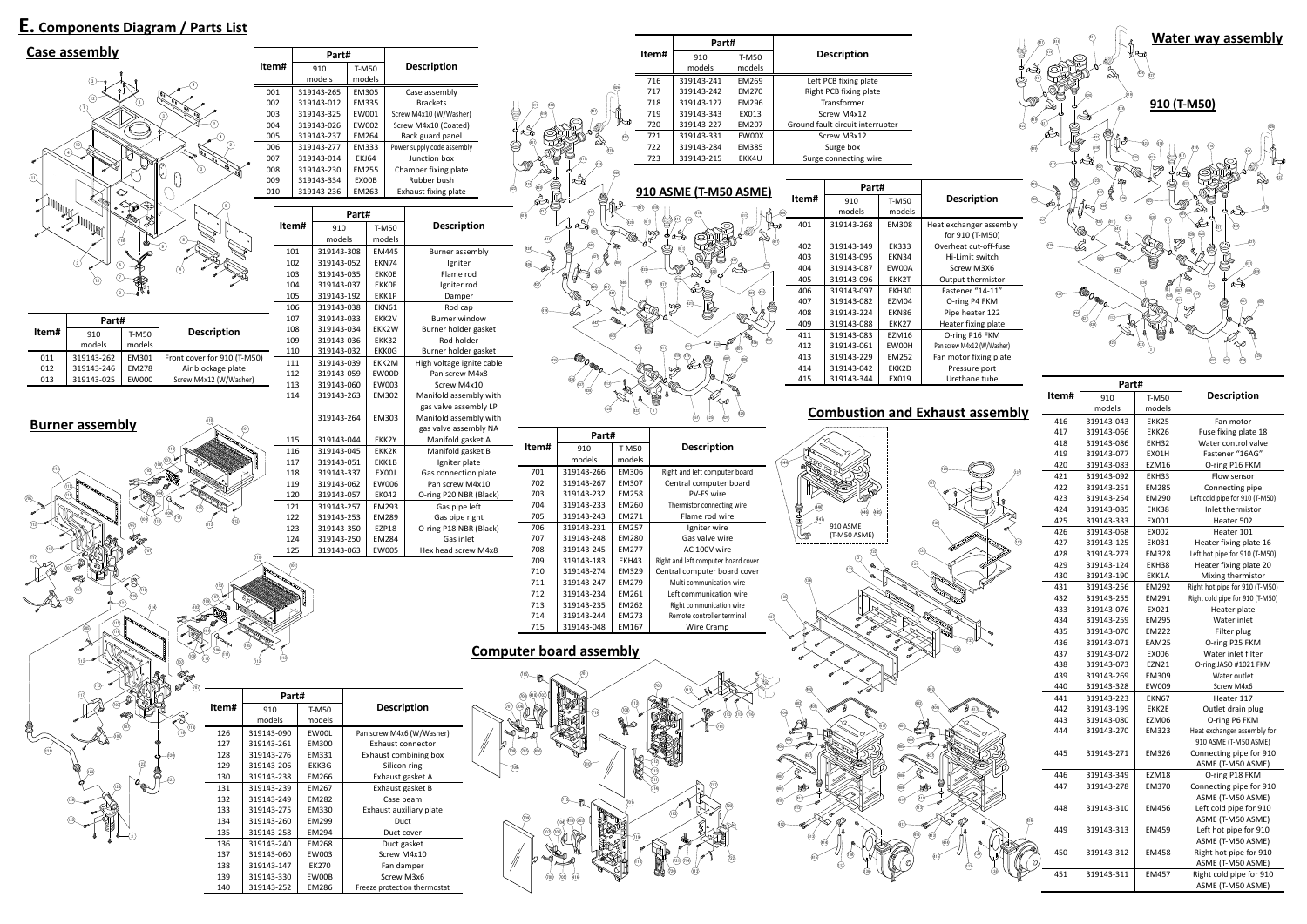# E. Components Diagram / Parts List

## Case assembly

| Item# | Part# 910 models | Part# T-M50 models | Description |
|---|---|---|---|
| 001 | 319143-265 | EM305 | Case assembly |
| 002 | 319143-012 | EM335 | Brackets |
| 003 | 319143-325 | EW001 | Screw M4x10 (W/Washer) |
| 004 | 319143-026 | EW002 | Screw M4x10 (Coated) |
| 005 | 319143-237 | EM264 | Back guard panel |
| 006 | 319143-277 | EM333 | Power supply code assembly |
| 007 | 319143-014 | EKJ64 | Junction box |
| 008 | 319143-230 | EM255 | Chamber fixing plate |
| 009 | 319143-334 | EX00B | Rubber bush |
| 010 | 319143-236 | EM263 | Exhaust fixing plate |

| Item# | Part# 910 models | Part# T-M50 models | Description |
|---|---|---|---|
| 011 | 319143-262 | EM301 | Front cover for 910 (T-M50) |
| 012 | 319143-246 | EM278 | Air blockage plate |
| 013 | 319143-025 | EW000 | Screw M4x12 (W/Washer) |

## Burner assembly

| Item# | Part# 910 models | Part# T-M50 models | Description |
|---|---|---|---|
| 101 | 319143-308 | EM445 | Burner assembly |
| 102 | 319143-052 | EKN74 | Igniter |
| 103 | 319143-035 | EKK0E | Flame rod |
| 104 | 319143-037 | EKK0F | Igniter rod |
| 105 | 319143-192 | EKK1P | Damper |
| 106 | 319143-038 | EKN61 | Rod cap |
| 107 | 319143-033 | EKK2V | Burner window |
| 108 | 319143-034 | EKK2W | Burner holder gasket |
| 109 | 319143-036 | EKK32 | Rod holder |
| 110 | 319143-032 | EKK0G | Burner holder gasket |
| 111 | 319143-039 | EKK2M | High voltage ignite cable |
| 112 | 319143-059 | EW00D | Pan screw M4x8 |
| 113 | 319143-060 | EW003 | Screw M4x10 |
| 114 | 319143-263 | EM302 | Manifold assembly with gas valve assembly LP |
| | 319143-264 | EM303 | Manifold assembly with gas valve assembly NA |
| 115 | 319143-044 | EKK2Y | Manifold gasket A |
| 116 | 319143-045 | EKK2K | Manifold gasket B |
| 117 | 319143-051 | EKK1B | Igniter plate |
| 118 | 319143-337 | EX00J | Gas connection plate |
| 119 | 319143-062 | EW006 | Pan screw M4x10 |
| 120 | 319143-057 | EK042 | O-ring P20 NBR (Black) |
| 121 | 319143-257 | EM293 | Gas pipe left |
| 122 | 319143-253 | EM289 | Gas pipe right |
| 123 | 319143-350 | EZP18 | O-ring P18 NBR (Black) |
| 124 | 319143-250 | EM284 | Gas inlet |
| 125 | 319143-063 | EW005 | Hex head screw M4x8 |

| Item# | Part# 910 models | Part# T-M50 models | Description |
|---|---|---|---|
| 126 | 319143-090 | EW00L | Pan screw M4x6 (W/Washer) |
| 127 | 319143-261 | EM300 | Exhaust connector |
| 128 | 319143-276 | EM331 | Exhaust combining box |
| 129 | 319143-206 | EKK3G | Silicon ring |
| 130 | 319143-238 | EM266 | Exhaust gasket A |
| 131 | 319143-239 | EM267 | Exhaust gasket B |
| 132 | 319143-249 | EM282 | Case beam |
| 133 | 319143-275 | EM330 | Exhaust auxiliary plate |
| 134 | 319143-260 | EM299 | Duct |
| 135 | 319143-258 | EM294 | Duct cover |
| 136 | 319143-240 | EM268 | Duct gasket |
| 137 | 319143-060 | EW003 | Screw M4x10 |
| 138 | 319143-147 | EK270 | Fan damper |
| 139 | 319143-330 | EW00B | Screw M3x6 |
| 140 | 319143-252 | EM286 | Freeze protection thermostat |

| Item# | Part# 910 models | Part# T-M50 models | Description |
|---|---|---|---|
| 716 | 319143-241 | EM269 | Left PCB fixing plate |
| 717 | 319143-242 | EM270 | Right PCB fixing plate |
| 718 | 319143-127 | EM296 | Transformer |
| 719 | 319143-343 | EX013 | Screw M4x12 |
| 720 | 319143-227 | EM207 | Ground fault circuit interrupter |
| 721 | 319143-331 | EW00X | Screw M3x12 |
| 722 | 319143-284 | EM385 | Surge box |
| 723 | 319143-215 | EKK4U | Surge connecting wire |

## 910 ASME (T-M50 ASME)

| Item# | Part# 910 models | Part# T-M50 models | Description |
|---|---|---|---|
| 701 | 319143-266 | EM306 | Right and left computer board |
| 702 | 319143-267 | EM307 | Central computer board |
| 703 | 319143-232 | EM258 | PV-FS wire |
| 704 | 319143-233 | EM260 | Thermistor connecting wire |
| 705 | 319143-243 | EM271 | Flame rod wire |
| 706 | 319143-231 | EM257 | Igniter wire |
| 707 | 319143-248 | EM280 | Gas valve wire |
| 708 | 319143-245 | EM277 | AC 100V wire |
| 709 | 319143-183 | EKH43 | Right and left computer board cover |
| 710 | 319143-274 | EM329 | Central computer board cover |
| 711 | 319143-247 | EM279 | Multi communication wire |
| 712 | 319143-234 | EM261 | Left communication wire |
| 713 | 319143-235 | EM262 | Right communication wire |
| 714 | 319143-244 | EM273 | Remote controller terminal |
| 715 | 319143-048 | EM167 | Wire Cramp |

## Computer board assembly

| Item# | Part# 910 models | Part# T-M50 models | Description |
|---|---|---|---|
| 401 | 319143-268 | EM308 | Heat exchanger assembly for 910 (T-M50) |
| 402 | 319143-149 | EK333 | Overheat cut-off-fuse |
| 403 | 319143-095 | EKN34 | Hi-Limit switch |
| 404 | 319143-087 | EW00A | Screw M3X6 |
| 405 | 319143-096 | EKK2T | Output thermistor |
| 406 | 319143-097 | EKH30 | Fastener "14-11" |
| 407 | 319143-082 | EZM04 | O-ring P4 FKM |
| 408 | 319143-224 | EKN86 | Pipe heater 122 |
| 409 | 319143-088 | EKK27 | Heater fixing plate |
| 411 | 319143-083 | EZM16 | O-ring P16 FKM |
| 412 | 319143-061 | EW00H | Pan screw M4x12 (W/Washer) |
| 413 | 319143-229 | EM252 | Fan motor fixing plate |
| 414 | 319143-042 | EKK2D | Pressure port |
| 415 | 319143-344 | EX019 | Urethane tube |

## Combustion and Exhaust assembly

910 ASME (T-M50 ASME)

## Water way assembly

## 910 (T-M50)

| Item# | Part# 910 models | Part# T-M50 models | Description |
|---|---|---|---|
| 416 | 319143-043 | EKK25 | Fan motor |
| 417 | 319143-066 | EKK26 | Fuse fixing plate 18 |
| 418 | 319143-086 | EKH32 | Water control valve |
| 419 | 319143-077 | EX01H | Fastener "16AG" |
| 420 | 319143-083 | EZM16 | O-ring P16 FKM |
| 421 | 319143-092 | EKH33 | Flow sensor |
| 422 | 319143-251 | EM285 | Connecting pipe |
| 423 | 319143-254 | EM290 | Left cold pipe for 910 (T-M50) |
| 424 | 319143-085 | EKK38 | Inlet thermistor |
| 425 | 319143-333 | EX001 | Heater 502 |
| 426 | 319143-068 | EX002 | Heater 101 |
| 427 | 319143-125 | EK031 | Heater fixing plate 16 |
| 428 | 319143-273 | EM328 | Left hot pipe for 910 (T-M50) |
| 429 | 319143-124 | EKH38 | Heater fixing plate 20 |
| 430 | 319143-190 | EKK1A | Mixing thermistor |
| 431 | 319143-256 | EM292 | Right hot pipe for 910 (T-M50) |
| 432 | 319143-255 | EM291 | Right cold pipe for 910 (T-M50) |
| 433 | 319143-076 | EX021 | Heater plate |
| 434 | 319143-259 | EM295 | Water inlet |
| 435 | 319143-070 | EM222 | Filter plug |
| 436 | 319143-071 | EAM25 | O-ring P25 FKM |
| 437 | 319143-072 | EX006 | Water inlet filter |
| 438 | 319143-073 | EZN21 | O-ring JASO #1021 FKM |
| 439 | 319143-269 | EM309 | Water outlet |
| 440 | 319143-328 | EW009 | Screw M4x6 |
| 441 | 319143-223 | EKN67 | Heater 117 |
| 442 | 319143-199 | EKK2E | Outlet drain plug |
| 443 | 319143-080 | EZM06 | O-ring P6 FKM |
| 444 | 319143-270 | EM323 | Heat exchanger assembly for 910 ASME (T-M50 ASME) |
| 445 | 319143-271 | EM326 | Connecting pipe for 910 ASME (T-M50 ASME) |
| 446 | 319143-349 | EZM18 | O-ring P18 FKM |
| 447 | 319143-278 | EM370 | Connecting pipe for 910 ASME (T-M50 ASME) |
| 448 | 319143-310 | EM456 | Left cold pipe for 910 ASME (T-M50 ASME) |
| 449 | 319143-313 | EM459 | Left hot pipe for 910 ASME (T-M50 ASME) |
| 450 | 319143-312 | EM458 | Right hot pipe for 910 ASME (T-M50 ASME) |
| 451 | 319143-311 | EM457 | Right cold pipe for 910 ASME (T-M50 ASME) |